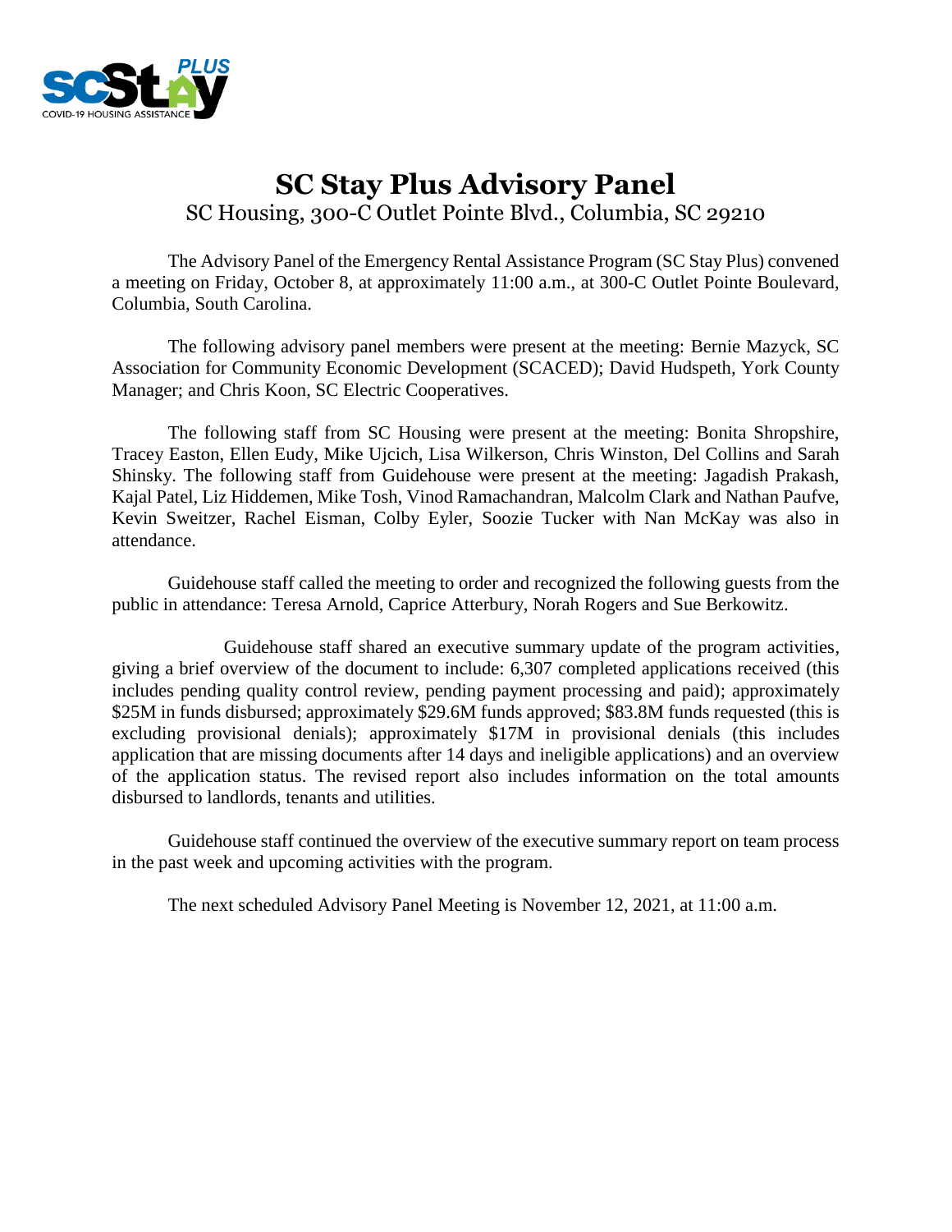# SC Stay Plus Advisory Panel

SC Housing, 300-C Outlet Pointe Blvd., Columbia, SC 29210

The Advisory Panel of the Emergency Rental Assistance Program (SC Stay Plus) convened a meeting on Friday, October 8, at approximately 11:00 a.m., at 300-C Outlet Pointe Boulevard, Columbia, South Carolina.

The following advisory panel members were present at the meeting: Bernie Mazyck, SC Association for Community Economic Development (SCACED); David Hudspeth, York County Manager; and Chris Koon, SC Electric Cooperatives.

The following staff from SC Housing were present at the meeting: Bonita Shropshire, Tracey Easton, Ellen Eudy, Mike Ujcich, Lisa Wilkerson, Chris Winston, Del Collins and Sarah Shinsky. The following staff from Guidehouse were present at the meeting: Jagadish Prakash, Kajal Patel, Liz Hiddemen, Mike Tosh, Vinod Ramachandran, Malcolm Clark and Nathan Paufve, Kevin Sweitzer, Rachel Eisman, Colby Eyler, Soozie Tucker with Nan McKay was also in attendance.

Guidehouse staff called the meeting to order and recognized the following guests from the public in attendance: Teresa Arnold, Caprice Atterbury, Norah Rogers and Sue Berkowitz.

Guidehouse staff shared an executive summary update of the program activities, giving a brief overview of the document to include: 6,307 completed applications received (this includes pending quality control review, pending payment processing and paid); approximately $25M in funds disbursed; approximately $29.6M funds approved; $83.8M funds requested (this is excluding provisional denials); approximately $17M in provisional denials (this includes application that are missing documents after 14 days and ineligible applications) and an overview of the application status. The revised report also includes information on the total amounts disbursed to landlords, tenants and utilities.

Guidehouse staff continued the overview of the executive summary report on team process in the past week and upcoming activities with the program.

The next scheduled Advisory Panel Meeting is November 12, 2021, at 11:00 a.m.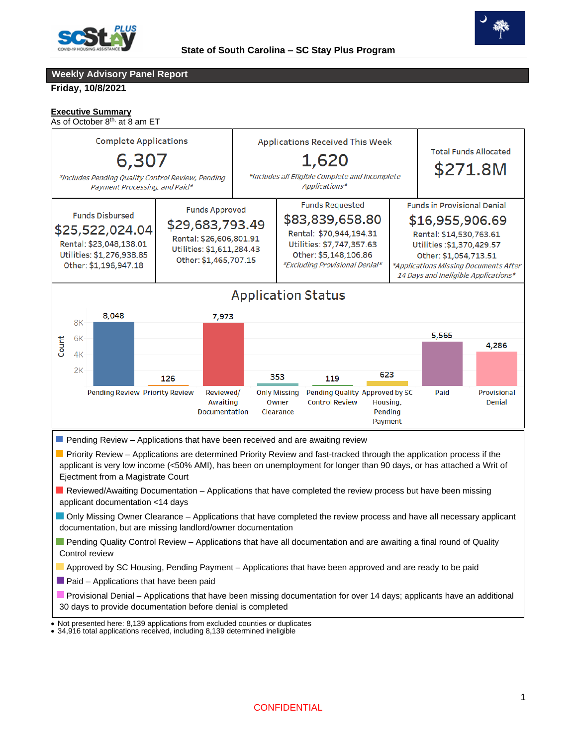State of South Carolina – SC Stay Plus Program

## Weekly Advisory Panel Report

**Friday, 10/8/2021**

**Executive Summary**

As of October 8th, at 8 am ET

| Complete Applications | Applications Received This Week | Total Funds Allocated |
|---|---|---|
| 6,307 | 1,620 | $271.8M |
| *Includes Pending Quality Control Review, Pending Payment Processing, and Paid* | *Includes all Eligible Complete and Incomplete Applications* | |

| Funds Disbursed | Funds Approved | Funds Requested | Funds in Provisional Denial |
|---|---|---|---|
| $25,522,024.04 | $29,683,793.49 | $83,839,658.80 | $16,955,906.69 |
| Rental: $23,048,138.01 | Rental: $26,606,801.91 | Rental: $70,944,194.31 | Rental: $14,530,763.61 |
| Utilities: $1,276,938.85 | Utilities: $1,611,284.43 | Utilities: $7,747,357.63 | Utilities :$1,370,429.57 |
| Other: $1,196,947.18 | Other: $1,465,707.15 | Other: $5,148,106.86 | Other: $1,054,713.51 |
| | | *Excluding Provisional Denial* | *Applications Missing Documents After 14 Days and Ineligible Applications* |

### Application Status

| Status | Count |
|---|---|
| Pending Review | 8,048 |
| Priority Review | 126 |
| Reviewed/ Awaiting Documentation | 7,973 |
| Only Missing Owner Clearance | 353 |
| Pending Quality Control Review | 119 |
| Approved by SC Housing, Pending Payment | 623 |
| Paid | 5,565 |
| Provisional Denial | 4,286 |

- Pending Review – Applications that have been received and are awaiting review
- Priority Review – Applications are determined Priority Review and fast-tracked through the application process if the applicant is very low income (<50% AMI), has been on unemployment for longer than 90 days, or has attached a Writ of Ejectment from a Magistrate Court
- Reviewed/Awaiting Documentation – Applications that have completed the review process but have been missing applicant documentation <14 days
- Only Missing Owner Clearance – Applications that have completed the review process and have all necessary applicant documentation, but are missing landlord/owner documentation
- Pending Quality Control Review – Applications that have all documentation and are awaiting a final round of Quality Control review
- Approved by SC Housing, Pending Payment – Applications that have been approved and are ready to be paid
- Paid – Applications that have been paid
- Provisional Denial – Applications that have been missing documentation for over 14 days; applicants have an additional 30 days to provide documentation before denial is completed

- Not presented here: 8,139 applications from excluded counties or duplicates
- 34,916 total applications received, including 8,139 determined ineligible

CONFIDENTIAL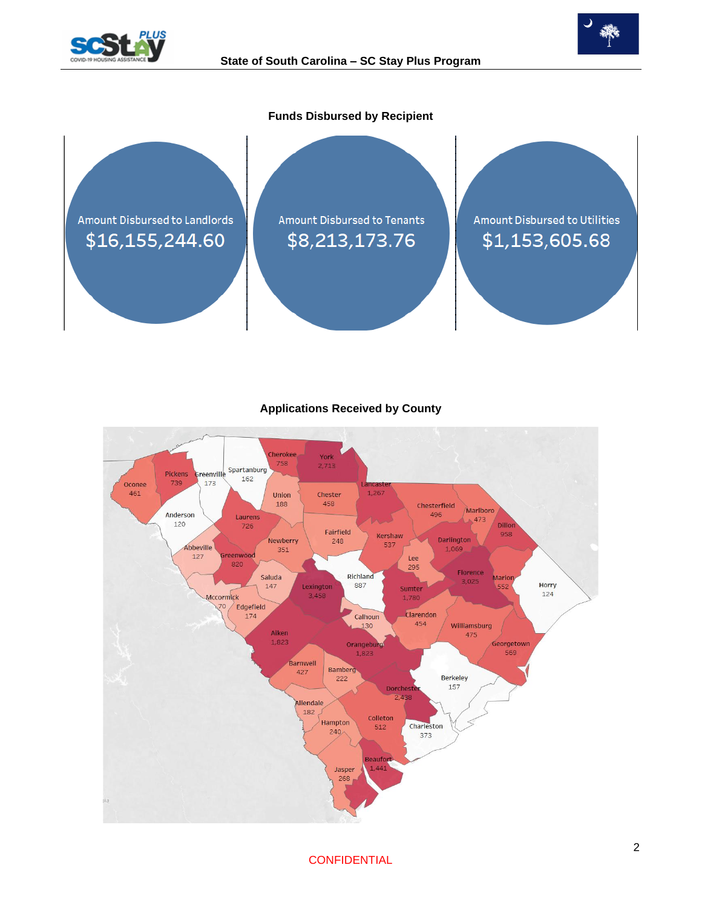## Funds Disbursed by Recipient

| Amount Disbursed to Landlords | Amount Disbursed to Tenants | Amount Disbursed to Utilities |
|---|---|---|
| $16,155,244.60 | $8,213,173.76 | $1,153,605.68 |

## Applications Received by County

| County | Applications |
|---|---|
| Abbeville | 127 |
| Aiken | 1,823 |
| Allendale | 182 |
| Anderson | 120 |
| Bamberg | 222 |
| Barnwell | 427 |
| Beaufort | 1,441 |
| Berkeley | 157 |
| Calhoun | 130 |
| Charleston | 373 |
| Cherokee | 758 |
| Chester | 458 |
| Chesterfield | 496 |
| Clarendon | 454 |
| Colleton | 512 |
| Darlington | 1,069 |
| Dillon | 958 |
| Dorchester | 2,438 |
| Edgefield | 174 |
| Fairfield | 248 |
| Florence | 3,025 |
| Georgetown | 569 |
| Greenville | 173 |
| Greenwood | 820 |
| Hampton | 240 |
| Horry | 124 |
| Jasper | 268 |
| Kershaw | 537 |
| Lancaster | 1,267 |
| Laurens | 726 |
| Lee | 295 |
| Lexington | 3,458 |
| Marion | 552 |
| Marlboro | 473 |
| Mccormick | 70 |
| Newberry | 351 |
| Oconee | 461 |
| Orangeburg | 1,823 |
| Pickens | 739 |
| Richland | 887 |
| Saluda | 147 |
| Spartanburg | 162 |
| Sumter | 1,780 |
| Union | 188 |
| Williamsburg | 475 |
| York | 2,713 |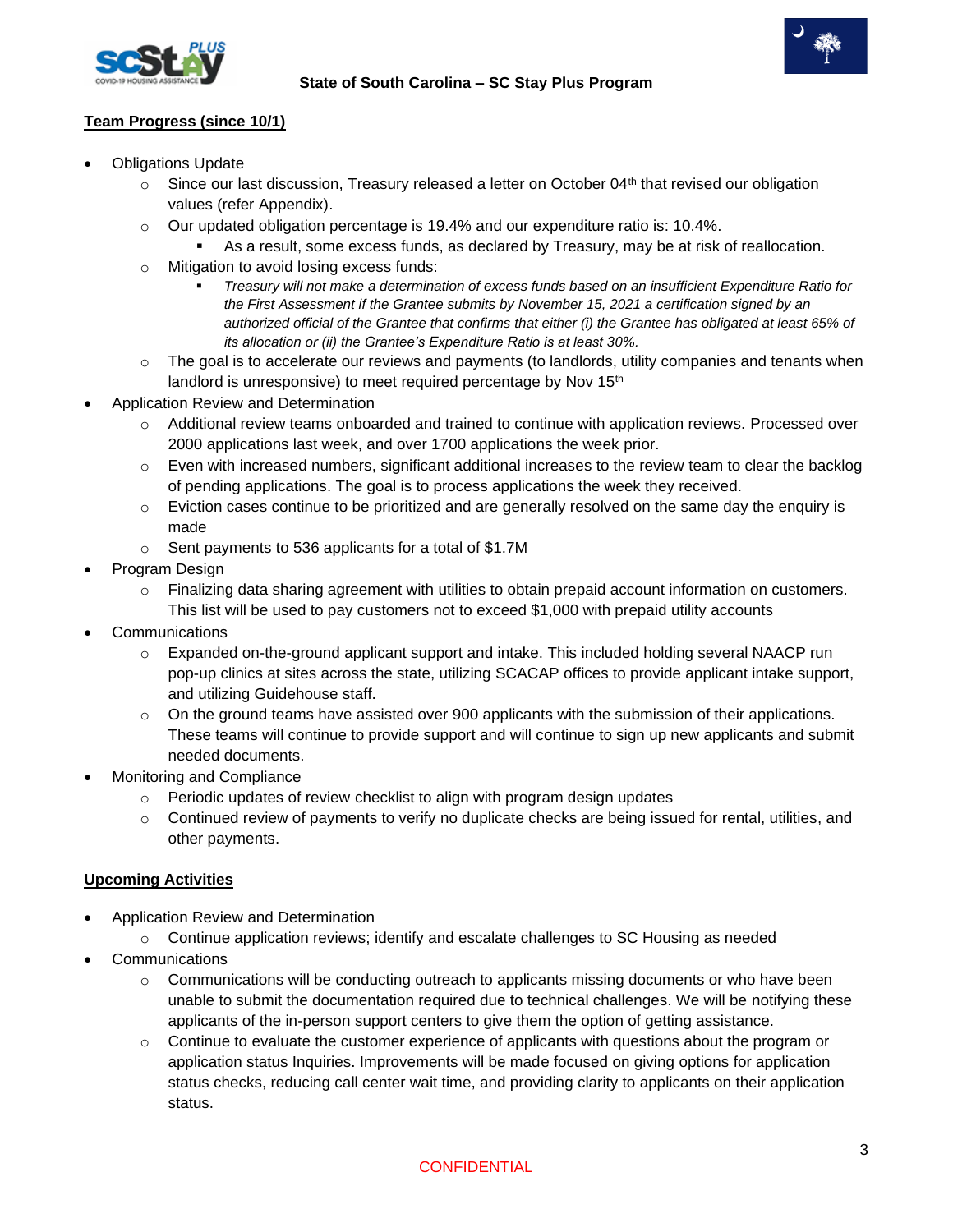## Team Progress (since 10/1)

- Obligations Update
  - Since our last discussion, Treasury released a letter on October 04th that revised our obligation values (refer Appendix).
  - Our updated obligation percentage is 19.4% and our expenditure ratio is: 10.4%.
    - As a result, some excess funds, as declared by Treasury, may be at risk of reallocation.
  - Mitigation to avoid losing excess funds:
    - *Treasury will not make a determination of excess funds based on an insufficient Expenditure Ratio for the First Assessment if the Grantee submits by November 15, 2021 a certification signed by an authorized official of the Grantee that confirms that either (i) the Grantee has obligated at least 65% of its allocation or (ii) the Grantee's Expenditure Ratio is at least 30%.*
  - The goal is to accelerate our reviews and payments (to landlords, utility companies and tenants when landlord is unresponsive) to meet required percentage by Nov 15th
- Application Review and Determination
  - Additional review teams onboarded and trained to continue with application reviews. Processed over 2000 applications last week, and over 1700 applications the week prior.
  - Even with increased numbers, significant additional increases to the review team to clear the backlog of pending applications. The goal is to process applications the week they received.
  - Eviction cases continue to be prioritized and are generally resolved on the same day the enquiry is made
  - Sent payments to 536 applicants for a total of $1.7M
- Program Design
  - Finalizing data sharing agreement with utilities to obtain prepaid account information on customers. This list will be used to pay customers not to exceed $1,000 with prepaid utility accounts
- Communications
  - Expanded on-the-ground applicant support and intake. This included holding several NAACP run pop-up clinics at sites across the state, utilizing SCACAP offices to provide applicant intake support, and utilizing Guidehouse staff.
  - On the ground teams have assisted over 900 applicants with the submission of their applications. These teams will continue to provide support and will continue to sign up new applicants and submit needed documents.
- Monitoring and Compliance
  - Periodic updates of review checklist to align with program design updates
  - Continued review of payments to verify no duplicate checks are being issued for rental, utilities, and other payments.

## Upcoming Activities

- Application Review and Determination
  - Continue application reviews; identify and escalate challenges to SC Housing as needed
- Communications
  - Communications will be conducting outreach to applicants missing documents or who have been unable to submit the documentation required due to technical challenges. We will be notifying these applicants of the in-person support centers to give them the option of getting assistance.
  - Continue to evaluate the customer experience of applicants with questions about the program or application status Inquiries. Improvements will be made focused on giving options for application status checks, reducing call center wait time, and providing clarity to applicants on their application status.

CONFIDENTIAL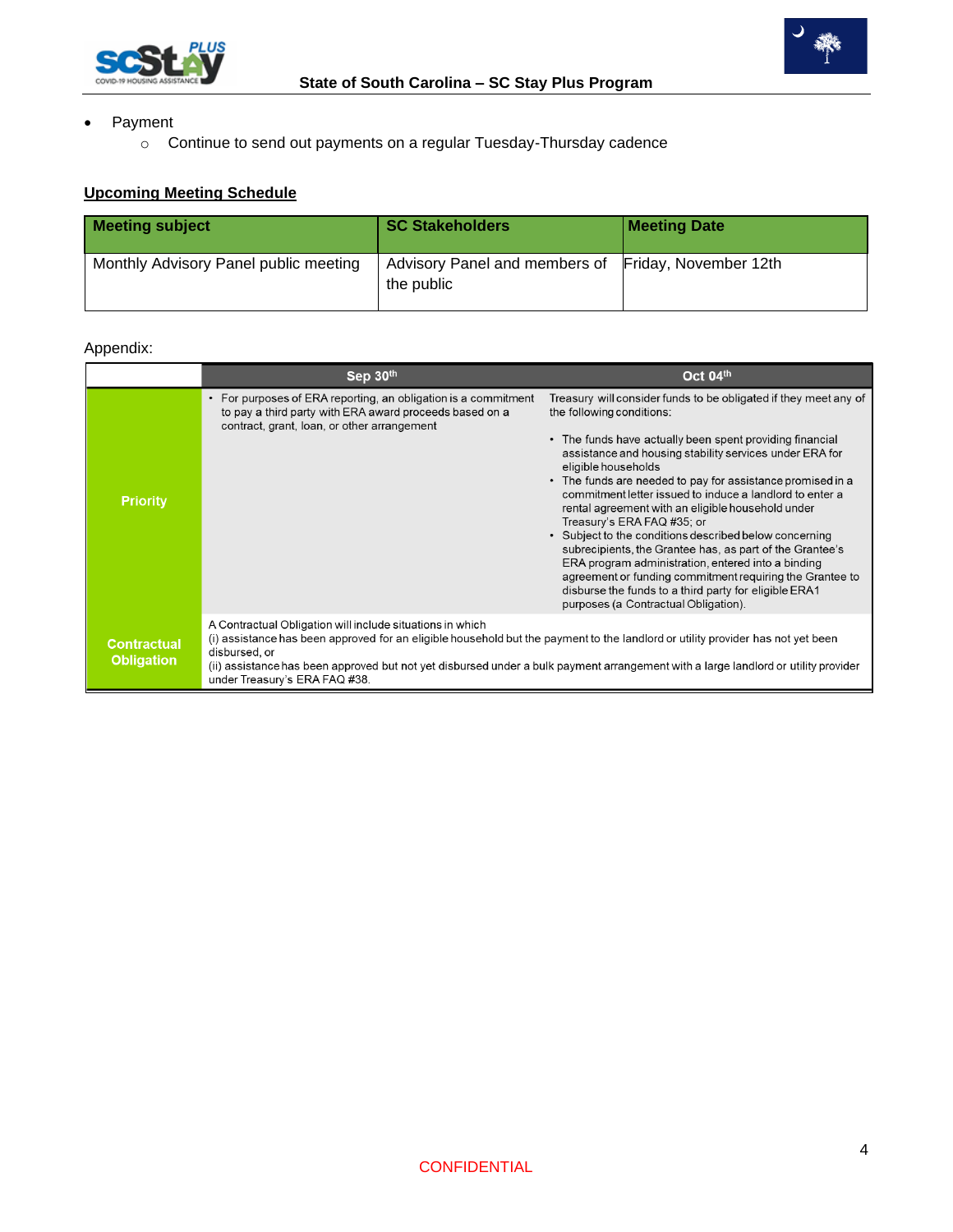- Payment
  - Continue to send out payments on a regular Tuesday-Thursday cadence

**Upcoming Meeting Schedule**

| Meeting subject | SC Stakeholders | Meeting Date |
|---|---|---|
| Monthly Advisory Panel public meeting | Advisory Panel and members of the public | Friday, November 12th |

Appendix:

| | Sep 30th | Oct 04th |
|---|---|---|
| **Priority** | • For purposes of ERA reporting, an obligation is a commitment to pay a third party with ERA award proceeds based on a contract, grant, loan, or other arrangement | Treasury will consider funds to be obligated if they meet any of the following conditions:<br><br>• The funds have actually been spent providing financial assistance and housing stability services under ERA for eligible households<br>• The funds are needed to pay for assistance promised in a commitment letter issued to induce a landlord to enter a rental agreement with an eligible household under Treasury's ERA FAQ #35; or<br>• Subject to the conditions described below concerning subrecipients, the Grantee has, as part of the Grantee's ERA program administration, entered into a binding agreement or funding commitment requiring the Grantee to disburse the funds to a third party for eligible ERA1 purposes (a Contractual Obligation). |
| **Contractual Obligation** | A Contractual Obligation will include situations in which<br>(i) assistance has been approved for an eligible household but the payment to the landlord or utility provider has not yet been disbursed, or<br>(ii) assistance has been approved but not yet disbursed under a bulk payment arrangement with a large landlord or utility provider under Treasury's ERA FAQ #38. | |

CONFIDENTIAL